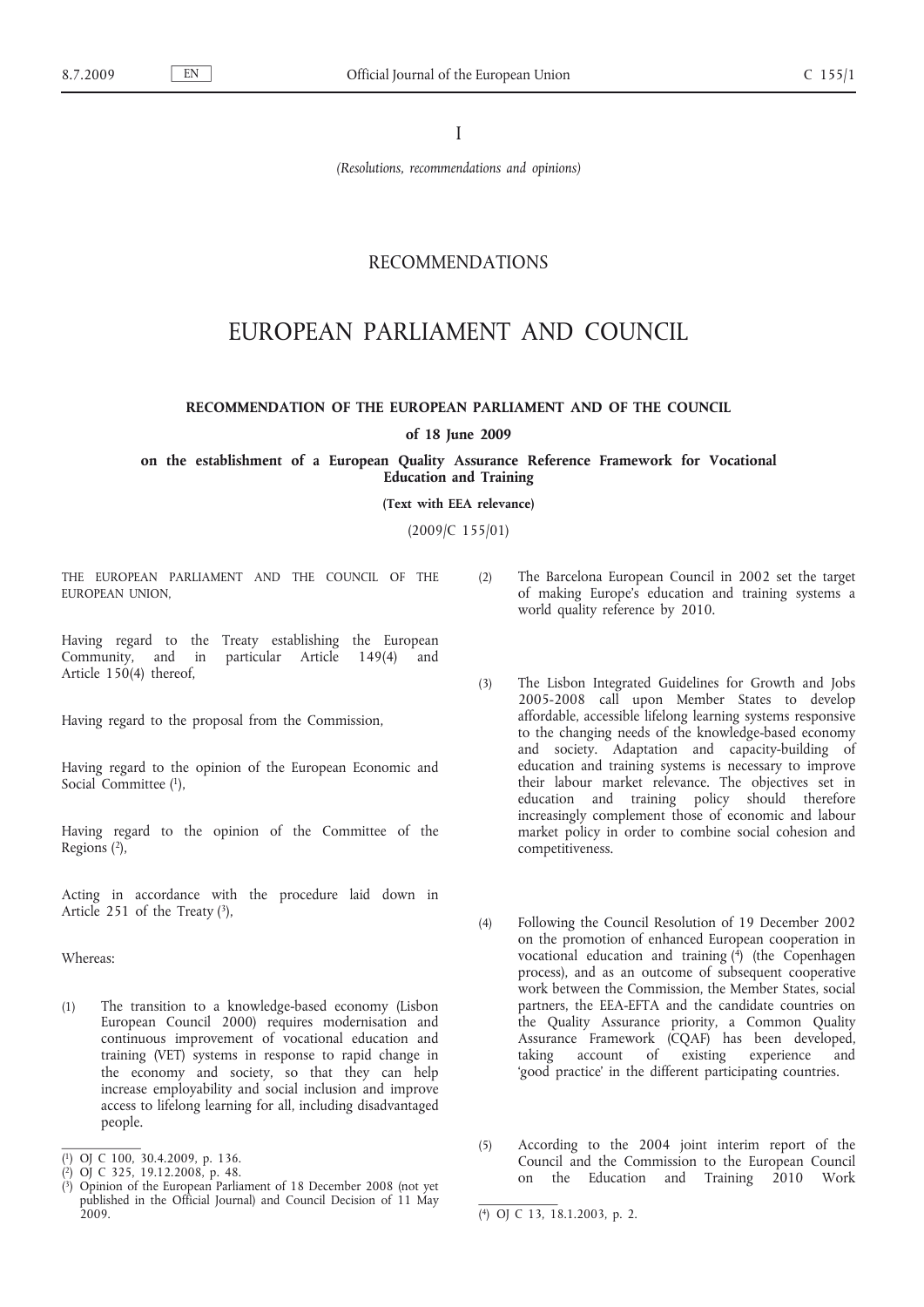I

*(Resolutions, recommendations and opinions)*

# RECOMMENDATIONS

# EUROPEAN PARLIAMENT AND COUNCIL

## RECOMMENDATION OF THE EUROPEAN PARLIAMENT AND OF THE COUNCIL

**of 18 June 2009**

**on the establishment of a European Quality Assurance Reference Framework for Vocational Education and Training**

**(Text with EEA relevance)**

(2009/C 155/01)

THE EUROPEAN PARLIAMENT AND THE COUNCIL OF THE EUROPEAN UNION,

Having regard to the Treaty establishing the European Community, and in particular Article 149(4) and Article 150(4) thereof,

Having regard to the proposal from the Commission,

Having regard to the opinion of the European Economic and Social Committee [1],

Having regard to the opinion of the Committee of the Regions [2],

Acting in accordance with the procedure laid down in Article 251 of the Treaty [3],

Whereas:

(1) The transition to a knowledge-based economy (Lisbon European Council 2000) requires modernisation and continuous improvement of vocational education and training (VET) systems in response to rapid change in the economy and society, so that they can help increase employability and social inclusion and improve access to lifelong learning for all, including disadvantaged people.

(2) The Barcelona European Council in 2002 set the target of making Europe's education and training systems a world quality reference by 2010.

(3) The Lisbon Integrated Guidelines for Growth and Jobs 2005-2008 call upon Member States to develop affordable, accessible lifelong learning systems responsive to the changing needs of the knowledge-based economy and society. Adaptation and capacity-building of education and training systems is necessary to improve their labour market relevance. The objectives set in education and training policy should therefore increasingly complement those of economic and labour market policy in order to combine social cohesion and competitiveness.

(4) Following the Council Resolution of 19 December 2002 on the promotion of enhanced European cooperation in vocational education and training [4] (the Copenhagen process), and as an outcome of subsequent cooperative work between the Commission, the Member States, social partners, the EEA-EFTA and the candidate countries on the Quality Assurance priority, a Common Quality Assurance Framework (CQAF) has been developed, taking account of existing experience and 'good practice' in the different participating countries.

(5) According to the 2004 joint interim report of the Council and the Commission to the European Council on the Education and Training 2010 Work

---

[1] OJ C 100, 30.4.2009, p. 136.

[2] OJ C 325, 19.12.2008, p. 48.

[3] Opinion of the European Parliament of 18 December 2008 (not yet published in the Official Journal) and Council Decision of 11 May 2009.

[4] OJ C 13, 18.1.2003, p. 2.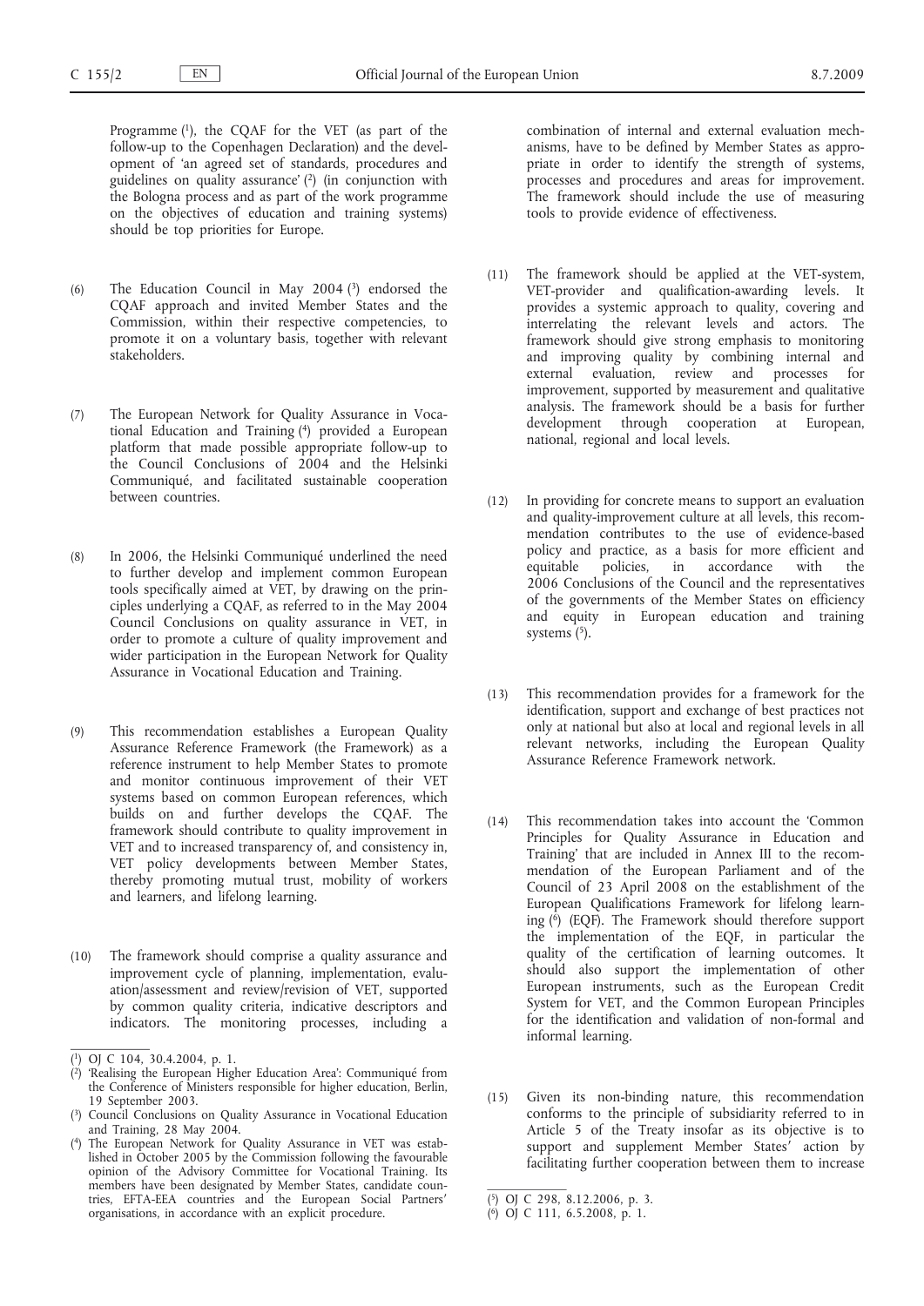Programme [1], the CQAF for the VET (as part of the follow-up to the Copenhagen Declaration) and the development of 'an agreed set of standards, procedures and guidelines on quality assurance' [2] (in conjunction with the Bologna process and as part of the work programme on the objectives of education and training systems) should be top priorities for Europe.

(6) The Education Council in May 2004 [3] endorsed the CQAF approach and invited Member States and the Commission, within their respective competencies, to promote it on a voluntary basis, together with relevant stakeholders.

(7) The European Network for Quality Assurance in Vocational Education and Training [4] provided a European platform that made possible appropriate follow-up to the Council Conclusions of 2004 and the Helsinki Communiqué, and facilitated sustainable cooperation between countries.

(8) In 2006, the Helsinki Communiqué underlined the need to further develop and implement common European tools specifically aimed at VET, by drawing on the principles underlying a CQAF, as referred to in the May 2004 Council Conclusions on quality assurance in VET, in order to promote a culture of quality improvement and wider participation in the European Network for Quality Assurance in Vocational Education and Training.

(9) This recommendation establishes a European Quality Assurance Reference Framework (the Framework) as a reference instrument to help Member States to promote and monitor continuous improvement of their VET systems based on common European references, which builds on and further develops the CQAF. The framework should contribute to quality improvement in VET and to increased transparency of, and consistency in, VET policy developments between Member States, thereby promoting mutual trust, mobility of workers and learners, and lifelong learning.

(10) The framework should comprise a quality assurance and improvement cycle of planning, implementation, evaluation/assessment and review/revision of VET, supported by common quality criteria, indicative descriptors and indicators. The monitoring processes, including a combination of internal and external evaluation mechanisms, have to be defined by Member States as appropriate in order to identify the strength of systems, processes and procedures and areas for improvement. The framework should include the use of measuring tools to provide evidence of effectiveness.

(11) The framework should be applied at the VET-system, VET-provider and qualification-awarding levels. It provides a systemic approach to quality, covering and interrelating the relevant levels and actors. The framework should give strong emphasis to monitoring and improving quality by combining internal and external evaluation, review and processes for improvement, supported by measurement and qualitative analysis. The framework should be a basis for further development through cooperation at European, national, regional and local levels.

(12) In providing for concrete means to support an evaluation and quality-improvement culture at all levels, this recommendation contributes to the use of evidence-based policy and practice, as a basis for more efficient and equitable policies, in accordance with the 2006 Conclusions of the Council and the representatives of the governments of the Member States on efficiency and equity in European education and training systems [5].

(13) This recommendation provides for a framework for the identification, support and exchange of best practices not only at national but also at local and regional levels in all relevant networks, including the European Quality Assurance Reference Framework network.

(14) This recommendation takes into account the 'Common Principles for Quality Assurance in Education and Training' that are included in Annex III to the recommendation of the European Parliament and of the Council of 23 April 2008 on the establishment of the European Qualifications Framework for lifelong learning [6] (EQF). The Framework should therefore support the implementation of the EQF, in particular the quality of the certification of learning outcomes. It should also support the implementation of other European instruments, such as the European Credit System for VET, and the Common European Principles for the identification and validation of non-formal and informal learning.

(15) Given its non-binding nature, this recommendation conforms to the principle of subsidiarity referred to in Article 5 of the Treaty insofar as its objective is to support and supplement Member States' action by facilitating further cooperation between them to increase

---

[1] OJ C 104, 30.4.2004, p. 1.

[2] 'Realising the European Higher Education Area': Communiqué from the Conference of Ministers responsible for higher education, Berlin, 19 September 2003.

[3] Council Conclusions on Quality Assurance in Vocational Education and Training, 28 May 2004.

[4] The European Network for Quality Assurance in VET was established in October 2005 by the Commission following the favourable opinion of the Advisory Committee for Vocational Training. Its members have been designated by Member States, candidate countries, EFTA-EEA countries and the European Social Partners' organisations, in accordance with an explicit procedure.

[5] OJ C 298, 8.12.2006, p. 3.

[6] OJ C 111, 6.5.2008, p. 1.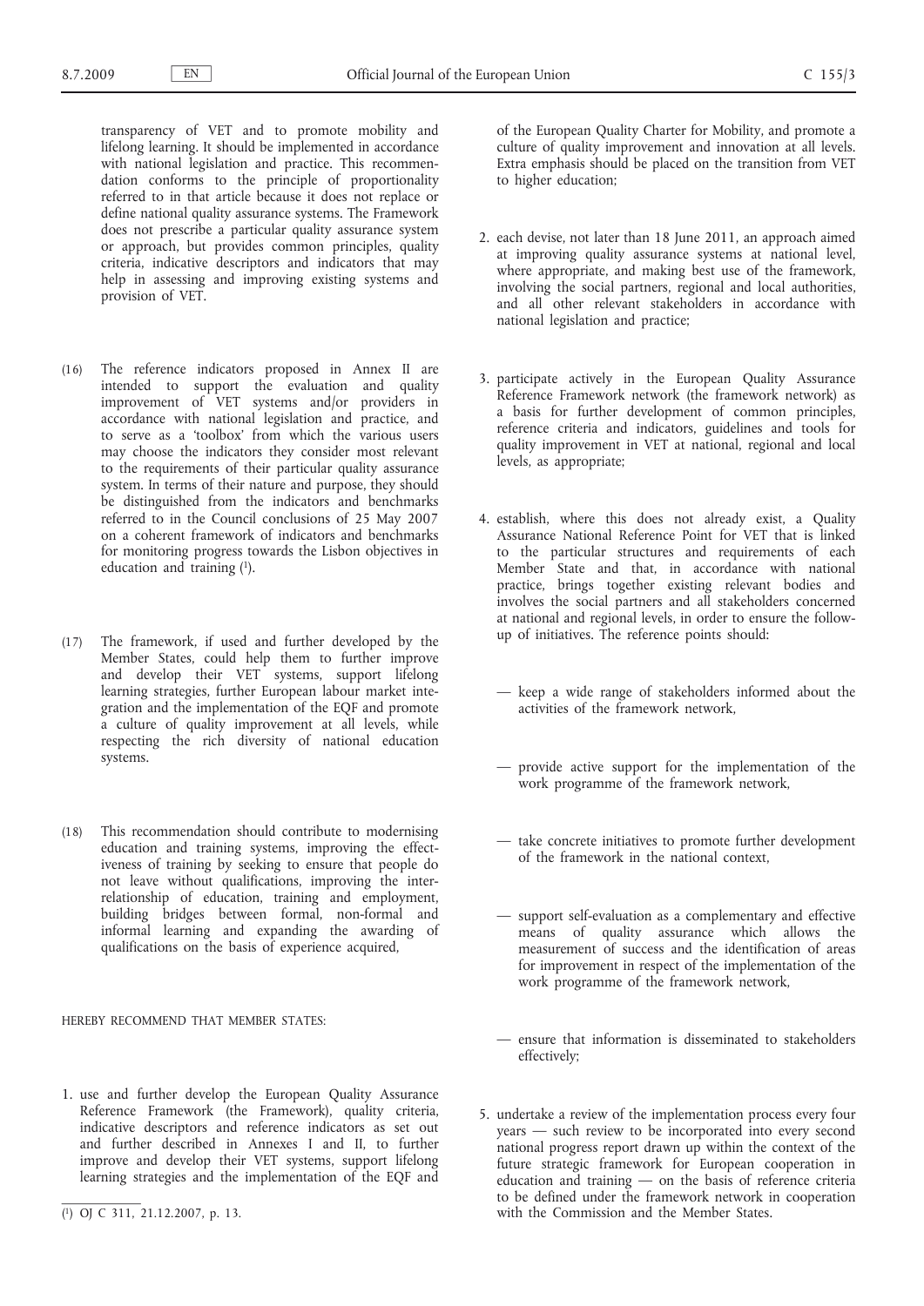transparency of VET and to promote mobility and lifelong learning. It should be implemented in accordance with national legislation and practice. This recommendation conforms to the principle of proportionality referred to in that article because it does not replace or define national quality assurance systems. The Framework does not prescribe a particular quality assurance system or approach, but provides common principles, quality criteria, indicative descriptors and indicators that may help in assessing and improving existing systems and provision of VET.

(16) The reference indicators proposed in Annex II are intended to support the evaluation and quality improvement of VET systems and/or providers in accordance with national legislation and practice, and to serve as a 'toolbox' from which the various users may choose the indicators they consider most relevant to the requirements of their particular quality assurance system. In terms of their nature and purpose, they should be distinguished from the indicators and benchmarks referred to in the Council conclusions of 25 May 2007 on a coherent framework of indicators and benchmarks for monitoring progress towards the Lisbon objectives in education and training [1].

(17) The framework, if used and further developed by the Member States, could help them to further improve and develop their VET systems, support lifelong learning strategies, further European labour market integration and the implementation of the EQF and promote a culture of quality improvement at all levels, while respecting the rich diversity of national education systems.

(18) This recommendation should contribute to modernising education and training systems, improving the effectiveness of training by seeking to ensure that people do not leave without qualifications, improving the interrelationship of education, training and employment, building bridges between formal, non-formal and informal learning and expanding the awarding of qualifications on the basis of experience acquired,

HEREBY RECOMMEND THAT MEMBER STATES:

1. use and further develop the European Quality Assurance Reference Framework (the Framework), quality criteria, indicative descriptors and reference indicators as set out and further described in Annexes I and II, to further improve and develop their VET systems, support lifelong learning strategies and the implementation of the EQF and of the European Quality Charter for Mobility, and promote a culture of quality improvement and innovation at all levels. Extra emphasis should be placed on the transition from VET to higher education;

2. each devise, not later than 18 June 2011, an approach aimed at improving quality assurance systems at national level, where appropriate, and making best use of the framework, involving the social partners, regional and local authorities, and all other relevant stakeholders in accordance with national legislation and practice;

3. participate actively in the European Quality Assurance Reference Framework network (the framework network) as a basis for further development of common principles, reference criteria and indicators, guidelines and tools for quality improvement in VET at national, regional and local levels, as appropriate;

4. establish, where this does not already exist, a Quality Assurance National Reference Point for VET that is linked to the particular structures and requirements of each Member State and that, in accordance with national practice, brings together existing relevant bodies and involves the social partners and all stakeholders concerned at national and regional levels, in order to ensure the follow-up of initiatives. The reference points should:

   — keep a wide range of stakeholders informed about the activities of the framework network,

   — provide active support for the implementation of the work programme of the framework network,

   — take concrete initiatives to promote further development of the framework in the national context,

   — support self-evaluation as a complementary and effective means of quality assurance which allows the measurement of success and the identification of areas for improvement in respect of the implementation of the work programme of the framework network,

   — ensure that information is disseminated to stakeholders effectively;

5. undertake a review of the implementation process every four years — such review to be incorporated into every second national progress report drawn up within the context of the future strategic framework for European cooperation in education and training — on the basis of reference criteria to be defined under the framework network in cooperation with the Commission and the Member States.

[1] OJ C 311, 21.12.2007, p. 13.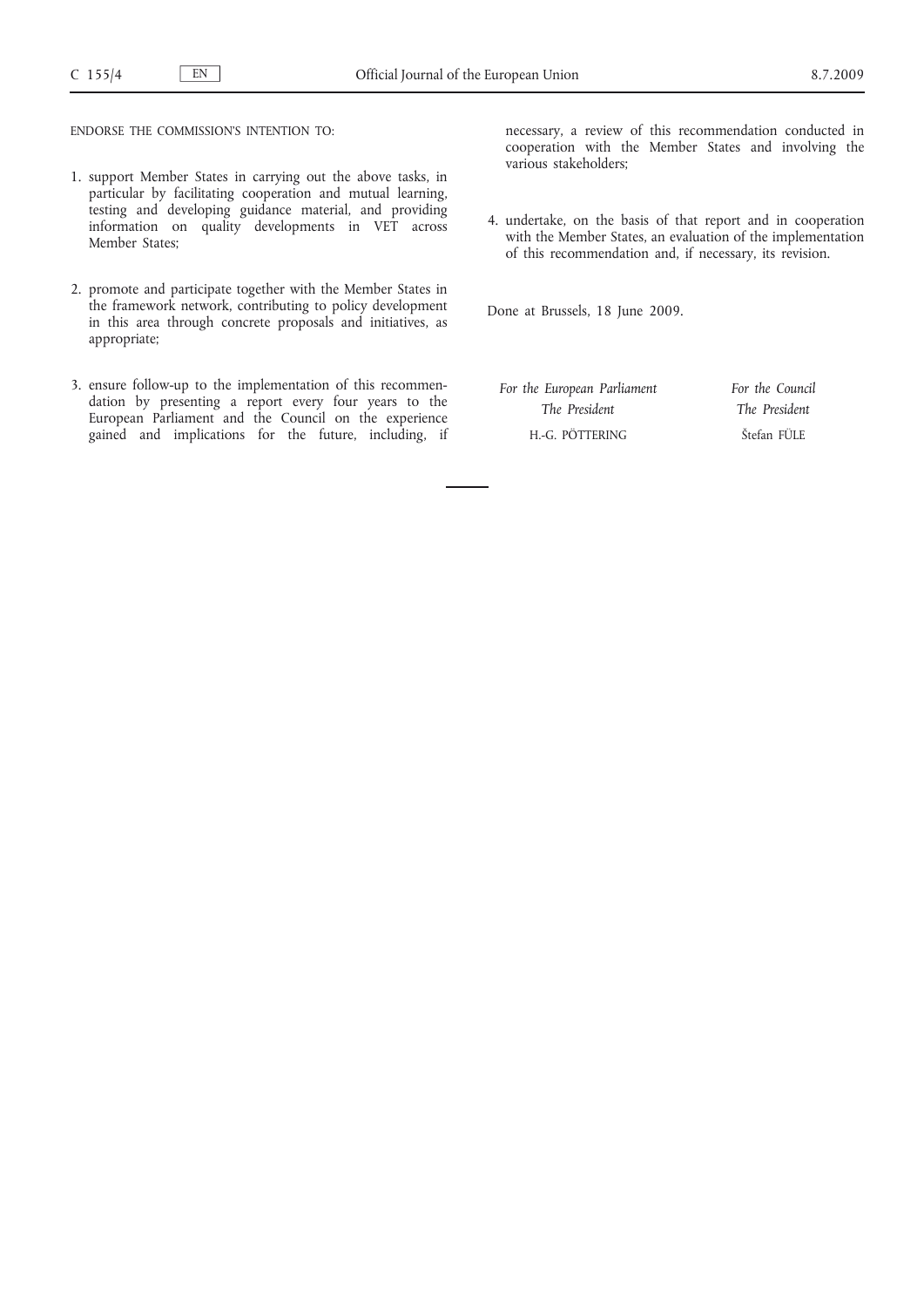ENDORSE THE COMMISSION'S INTENTION TO:

1. support Member States in carrying out the above tasks, in particular by facilitating cooperation and mutual learning, testing and developing guidance material, and providing information on quality developments in VET across Member States;

2. promote and participate together with the Member States in the framework network, contributing to policy development in this area through concrete proposals and initiatives, as appropriate;

3. ensure follow-up to the implementation of this recommendation by presenting a report every four years to the European Parliament and the Council on the experience gained and implications for the future, including, if necessary, a review of this recommendation conducted in cooperation with the Member States and involving the various stakeholders;

4. undertake, on the basis of that report and in cooperation with the Member States, an evaluation of the implementation of this recommendation and, if necessary, its revision.

Done at Brussels, 18 June 2009.

| *For the European Parliament* | *For the Council* |
|---|---|
| *The President* | *The President* |
| H.-G. PÖTTERING | Štefan FÜLE |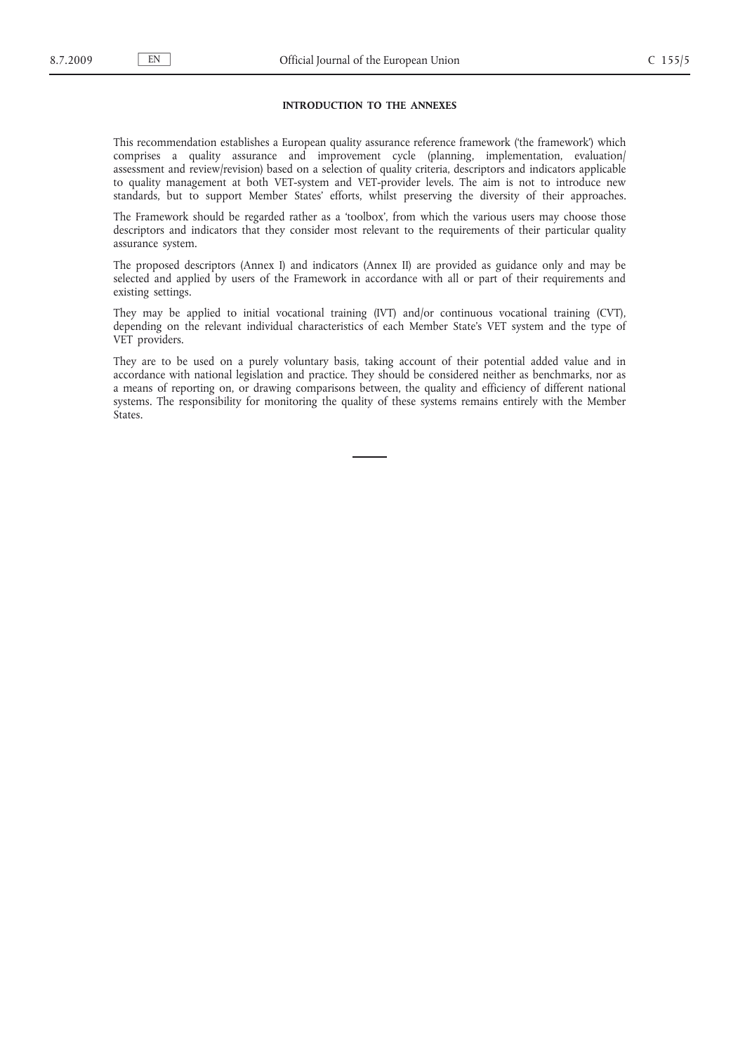**INTRODUCTION TO THE ANNEXES**

This recommendation establishes a European quality assurance reference framework ('the framework') which comprises a quality assurance and improvement cycle (planning, implementation, evaluation/assessment and review/revision) based on a selection of quality criteria, descriptors and indicators applicable to quality management at both VET-system and VET-provider levels. The aim is not to introduce new standards, but to support Member States' efforts, whilst preserving the diversity of their approaches.

The Framework should be regarded rather as a 'toolbox', from which the various users may choose those descriptors and indicators that they consider most relevant to the requirements of their particular quality assurance system.

The proposed descriptors (Annex I) and indicators (Annex II) are provided as guidance only and may be selected and applied by users of the Framework in accordance with all or part of their requirements and existing settings.

They may be applied to initial vocational training (IVT) and/or continuous vocational training (CVT), depending on the relevant individual characteristics of each Member State's VET system and the type of VET providers.

They are to be used on a purely voluntary basis, taking account of their potential added value and in accordance with national legislation and practice. They should be considered neither as benchmarks, nor as a means of reporting on, or drawing comparisons between, the quality and efficiency of different national systems. The responsibility for monitoring the quality of these systems remains entirely with the Member States.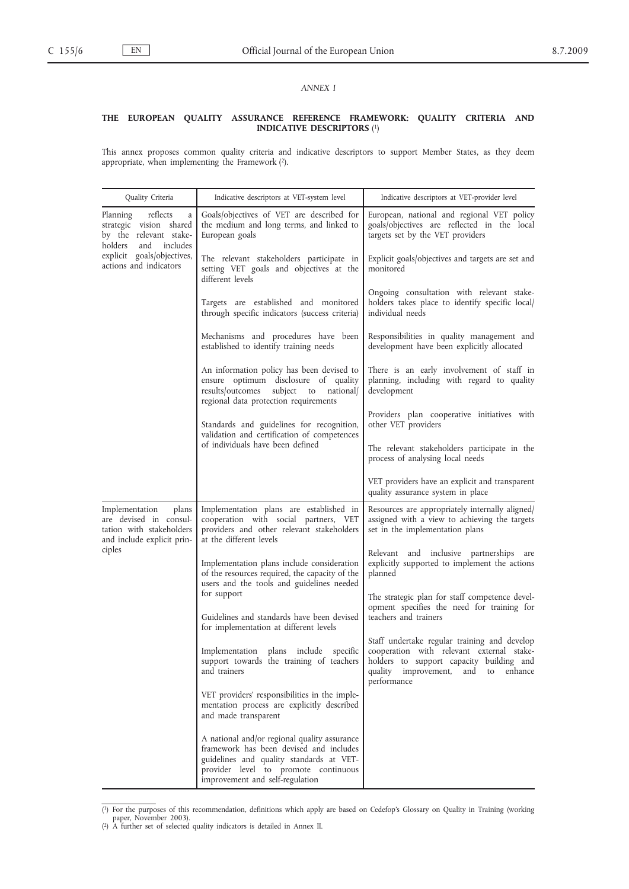*ANNEX I*

## THE EUROPEAN QUALITY ASSURANCE REFERENCE FRAMEWORK: QUALITY CRITERIA AND INDICATIVE DESCRIPTORS [1]

This annex proposes common quality criteria and indicative descriptors to support Member States, as they deem appropriate, when implementing the Framework [2].

| Quality Criteria | Indicative descriptors at VET-system level | Indicative descriptors at VET-provider level |
|---|---|---|
| Planning reflects a strategic vision shared by the relevant stakeholders and includes explicit goals/objectives, actions and indicators | Goals/objectives of VET are described for the medium and long terms, and linked to European goals<br><br>The relevant stakeholders participate in setting VET goals and objectives at the different levels<br><br>Targets are established and monitored through specific indicators (success criteria)<br><br>Mechanisms and procedures have been established to identify training needs<br><br>An information policy has been devised to ensure optimum disclosure of quality results/outcomes subject to national/regional data protection requirements<br><br>Standards and guidelines for recognition, validation and certification of competences of individuals have been defined | European, national and regional VET policy goals/objectives are reflected in the local targets set by the VET providers<br><br>Explicit goals/objectives and targets are set and monitored<br><br>Ongoing consultation with relevant stakeholders takes place to identify specific local/individual needs<br><br>Responsibilities in quality management and development have been explicitly allocated<br><br>There is an early involvement of staff in planning, including with regard to quality development<br><br>Providers plan cooperative initiatives with other VET providers<br><br>The relevant stakeholders participate in the process of analysing local needs<br><br>VET providers have an explicit and transparent quality assurance system in place |
| Implementation plans are devised in consultation with stakeholders and include explicit principles | Implementation plans are established in cooperation with social partners, VET providers and other relevant stakeholders at the different levels<br><br>Implementation plans include consideration of the resources required, the capacity of the users and the tools and guidelines needed for support<br><br>Guidelines and standards have been devised for implementation at different levels<br><br>Implementation plans include specific support towards the training of teachers and trainers<br><br>VET providers' responsibilities in the implementation process are explicitly described and made transparent<br><br>A national and/or regional quality assurance framework has been devised and includes guidelines and quality standards at VET-provider level to promote continuous improvement and self-regulation | Resources are appropriately internally aligned/assigned with a view to achieving the targets set in the implementation plans<br><br>Relevant and inclusive partnerships are explicitly supported to implement the actions planned<br><br>The strategic plan for staff competence development specifies the need for training for teachers and trainers<br><br>Staff undertake regular training and develop cooperation with relevant external stakeholders to support capacity building and quality improvement, and to enhance performance |

[1] For the purposes of this recommendation, definitions which apply are based on Cedefop's Glossary on Quality in Training (working paper, November 2003).

[2] A further set of selected quality indicators is detailed in Annex II.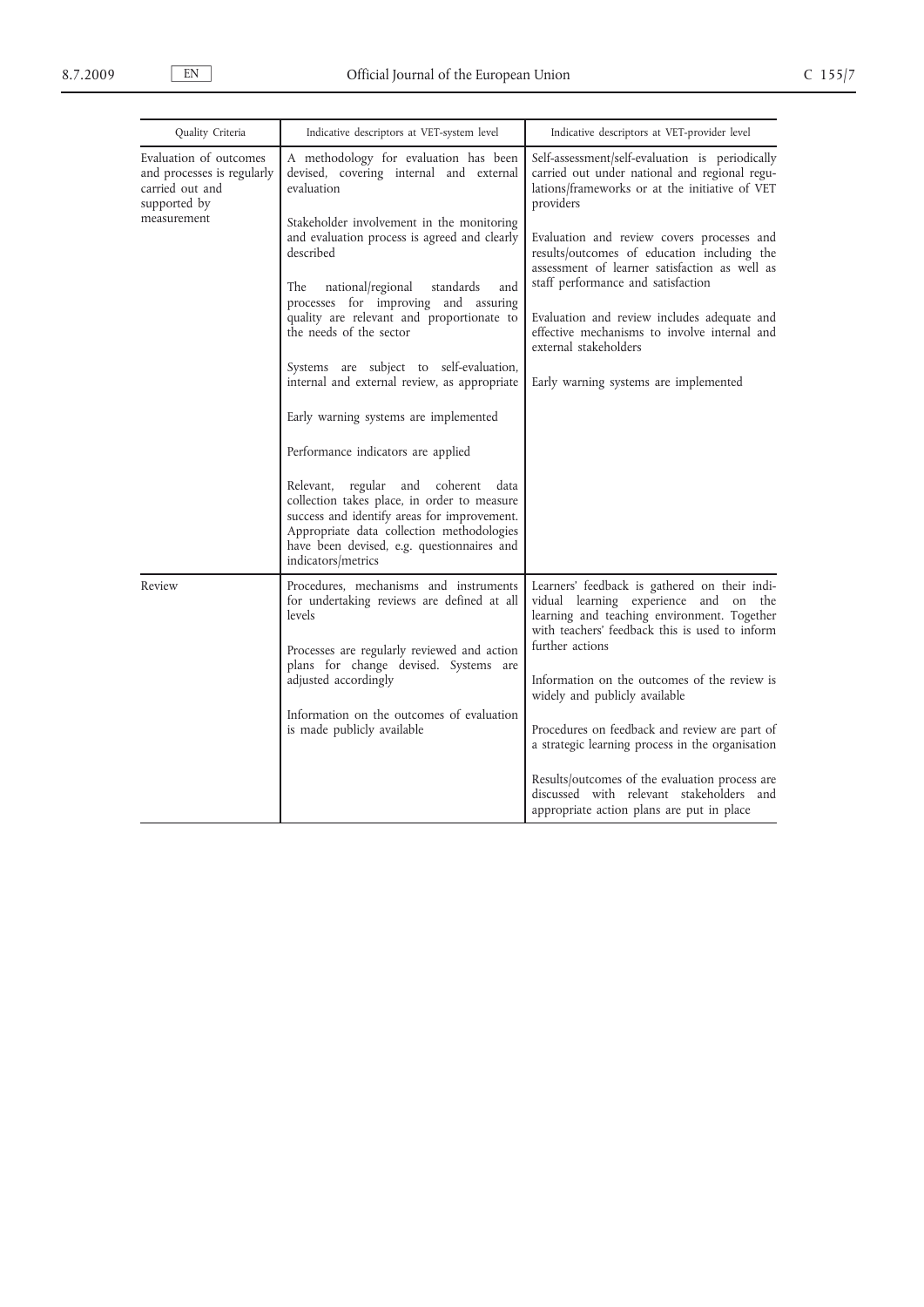| Quality Criteria | Indicative descriptors at VET-system level | Indicative descriptors at VET-provider level |
|---|---|---|
| Evaluation of outcomes and processes is regularly carried out and supported by measurement | A methodology for evaluation has been devised, covering internal and external evaluation<br><br>Stakeholder involvement in the monitoring and evaluation process is agreed and clearly described<br><br>The national/regional standards and processes for improving and assuring quality are relevant and proportionate to the needs of the sector<br><br>Systems are subject to self-evaluation, internal and external review, as appropriate<br><br>Early warning systems are implemented<br><br>Performance indicators are applied<br><br>Relevant, regular and coherent data collection takes place, in order to measure success and identify areas for improvement. Appropriate data collection methodologies have been devised, e.g. questionnaires and indicators/metrics | Self-assessment/self-evaluation is periodically carried out under national and regional regulations/frameworks or at the initiative of VET providers<br><br>Evaluation and review covers processes and results/outcomes of education including the assessment of learner satisfaction as well as staff performance and satisfaction<br><br>Evaluation and review includes adequate and effective mechanisms to involve internal and external stakeholders<br><br>Early warning systems are implemented |
| Review | Procedures, mechanisms and instruments for undertaking reviews are defined at all levels<br><br>Processes are regularly reviewed and action plans for change devised. Systems are adjusted accordingly<br><br>Information on the outcomes of evaluation is made publicly available | Learners' feedback is gathered on their individual learning experience and on the learning and teaching environment. Together with teachers' feedback this is used to inform further actions<br><br>Information on the outcomes of the review is widely and publicly available<br><br>Procedures on feedback and review are part of a strategic learning process in the organisation<br><br>Results/outcomes of the evaluation process are discussed with relevant stakeholders and appropriate action plans are put in place |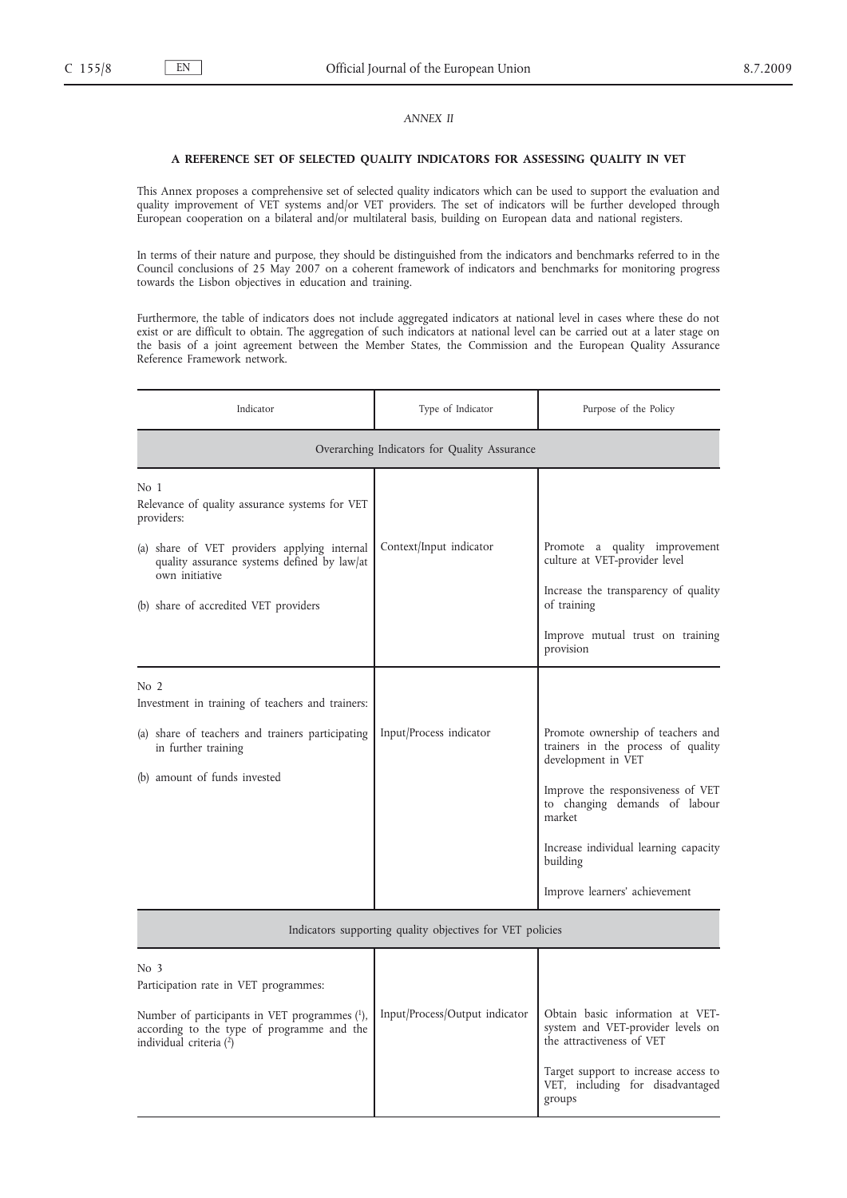*ANNEX II*

## A REFERENCE SET OF SELECTED QUALITY INDICATORS FOR ASSESSING QUALITY IN VET

This Annex proposes a comprehensive set of selected quality indicators which can be used to support the evaluation and quality improvement of VET systems and/or VET providers. The set of indicators will be further developed through European cooperation on a bilateral and/or multilateral basis, building on European data and national registers.

In terms of their nature and purpose, they should be distinguished from the indicators and benchmarks referred to in the Council conclusions of 25 May 2007 on a coherent framework of indicators and benchmarks for monitoring progress towards the Lisbon objectives in education and training.

Furthermore, the table of indicators does not include aggregated indicators at national level in cases where these do not exist or are difficult to obtain. The aggregation of such indicators at national level can be carried out at a later stage on the basis of a joint agreement between the Member States, the Commission and the European Quality Assurance Reference Framework network.

| Indicator | Type of Indicator | Purpose of the Policy |
|---|---|---|
| **Overarching Indicators for Quality Assurance** | | |
| No 1<br>Relevance of quality assurance systems for VET providers:<br>(a) share of VET providers applying internal quality assurance systems defined by law/at own initiative<br>(b) share of accredited VET providers | Context/Input indicator | Promote a quality improvement culture at VET-provider level<br>Increase the transparency of quality of training<br>Improve mutual trust on training provision |
| No 2<br>Investment in training of teachers and trainers:<br>(a) share of teachers and trainers participating in further training<br>(b) amount of funds invested | Input/Process indicator | Promote ownership of teachers and trainers in the process of quality development in VET<br>Improve the responsiveness of VET to changing demands of labour market<br>Increase individual learning capacity building<br>Improve learners' achievement |
| **Indicators supporting quality objectives for VET policies** | | |
| No 3<br>Participation rate in VET programmes:<br>Number of participants in VET programmes [1], according to the type of programme and the individual criteria [2] | Input/Process/Output indicator | Obtain basic information at VET-system and VET-provider levels on the attractiveness of VET<br>Target support to increase access to VET, including for disadvantaged groups |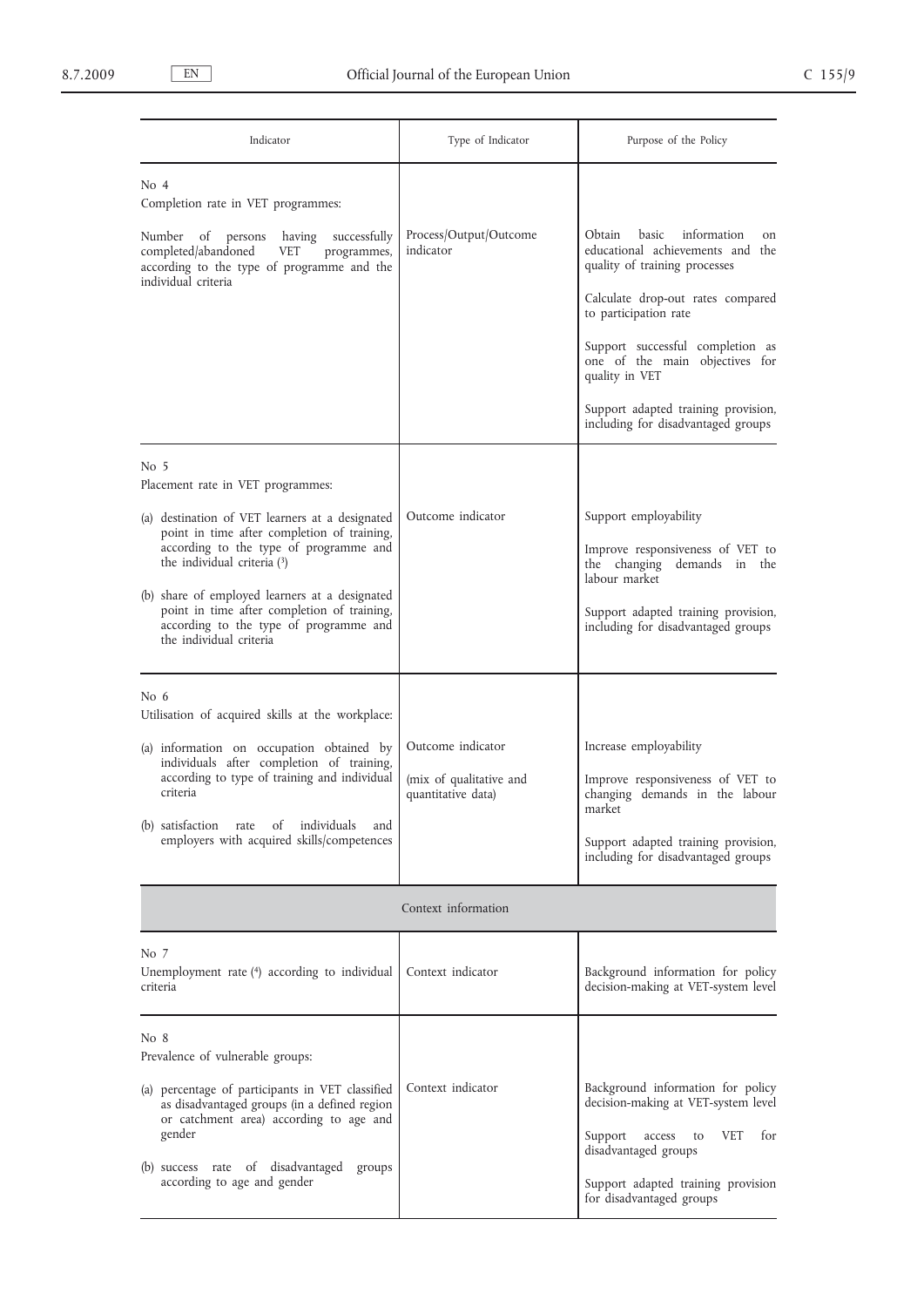| Indicator | Type of Indicator | Purpose of the Policy |
| --- | --- | --- |
| No 4<br>Completion rate in VET programmes:<br><br>Number of persons having successfully completed/abandoned VET programmes, according to the type of programme and the individual criteria | Process/Output/Outcome indicator | Obtain basic information on educational achievements and the quality of training processes<br><br>Calculate drop-out rates compared to participation rate<br><br>Support successful completion as one of the main objectives for quality in VET<br><br>Support adapted training provision, including for disadvantaged groups |
| No 5<br>Placement rate in VET programmes:<br><br>(a) destination of VET learners at a designated point in time after completion of training, according to the type of programme and the individual criteria [3]<br><br>(b) share of employed learners at a designated point in time after completion of training, according to the type of programme and the individual criteria | Outcome indicator | Support employability<br><br>Improve responsiveness of VET to the changing demands in the labour market<br><br>Support adapted training provision, including for disadvantaged groups |
| No 6<br>Utilisation of acquired skills at the workplace:<br><br>(a) information on occupation obtained by individuals after completion of training, according to type of training and individual criteria<br><br>(b) satisfaction rate of individuals and employers with acquired skills/competences | Outcome indicator<br><br>(mix of qualitative and quantitative data) | Increase employability<br><br>Improve responsiveness of VET to changing demands in the labour market<br><br>Support adapted training provision, including for disadvantaged groups |
| **Context information** | | |
| No 7<br>Unemployment rate [4] according to individual criteria | Context indicator | Background information for policy decision-making at VET-system level |
| No 8<br>Prevalence of vulnerable groups:<br><br>(a) percentage of participants in VET classified as disadvantaged groups (in a defined region or catchment area) according to age and gender<br><br>(b) success rate of disadvantaged groups according to age and gender | Context indicator | Background information for policy decision-making at VET-system level<br><br>Support access to VET for disadvantaged groups<br><br>Support adapted training provision for disadvantaged groups |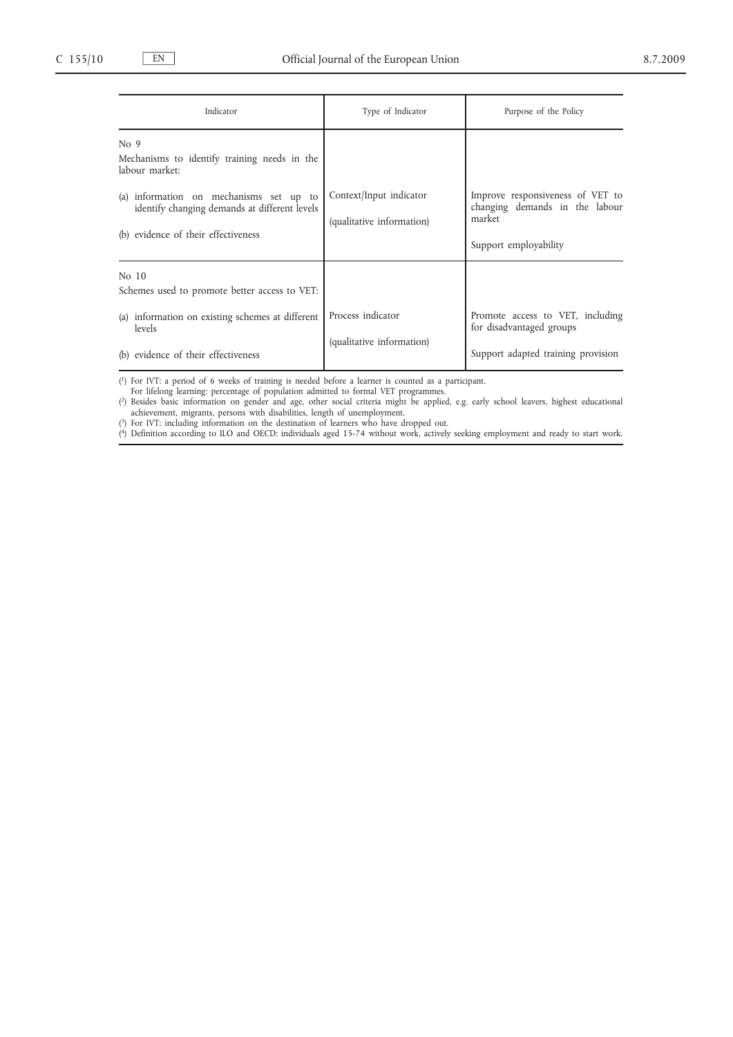| Indicator | Type of Indicator | Purpose of the Policy |
|---|---|---|
| No 9<br>Mechanisms to identify training needs in the labour market:<br>(a) information on mechanisms set up to identify changing demands at different levels<br>(b) evidence of their effectiveness | Context/Input indicator<br>(qualitative information) | Improve responsiveness of VET to changing demands in the labour market<br>Support employability |
| No 10<br>Schemes used to promote better access to VET:<br>(a) information on existing schemes at different levels<br>(b) evidence of their effectiveness | Process indicator<br>(qualitative information) | Promote access to VET, including for disadvantaged groups<br>Support adapted training provision |

(1) For IVT: a period of 6 weeks of training is needed before a learner is counted as a participant.
For lifelong learning: percentage of population admitted to formal VET programmes.

(2) Besides basic information on gender and age, other social criteria might be applied, e.g. early school leavers, highest educational achievement, migrants, persons with disabilities, length of unemployment.

(3) For IVT: including information on the destination of learners who have dropped out.

(4) Definition according to ILO and OECD: individuals aged 15-74 without work, actively seeking employment and ready to start work.